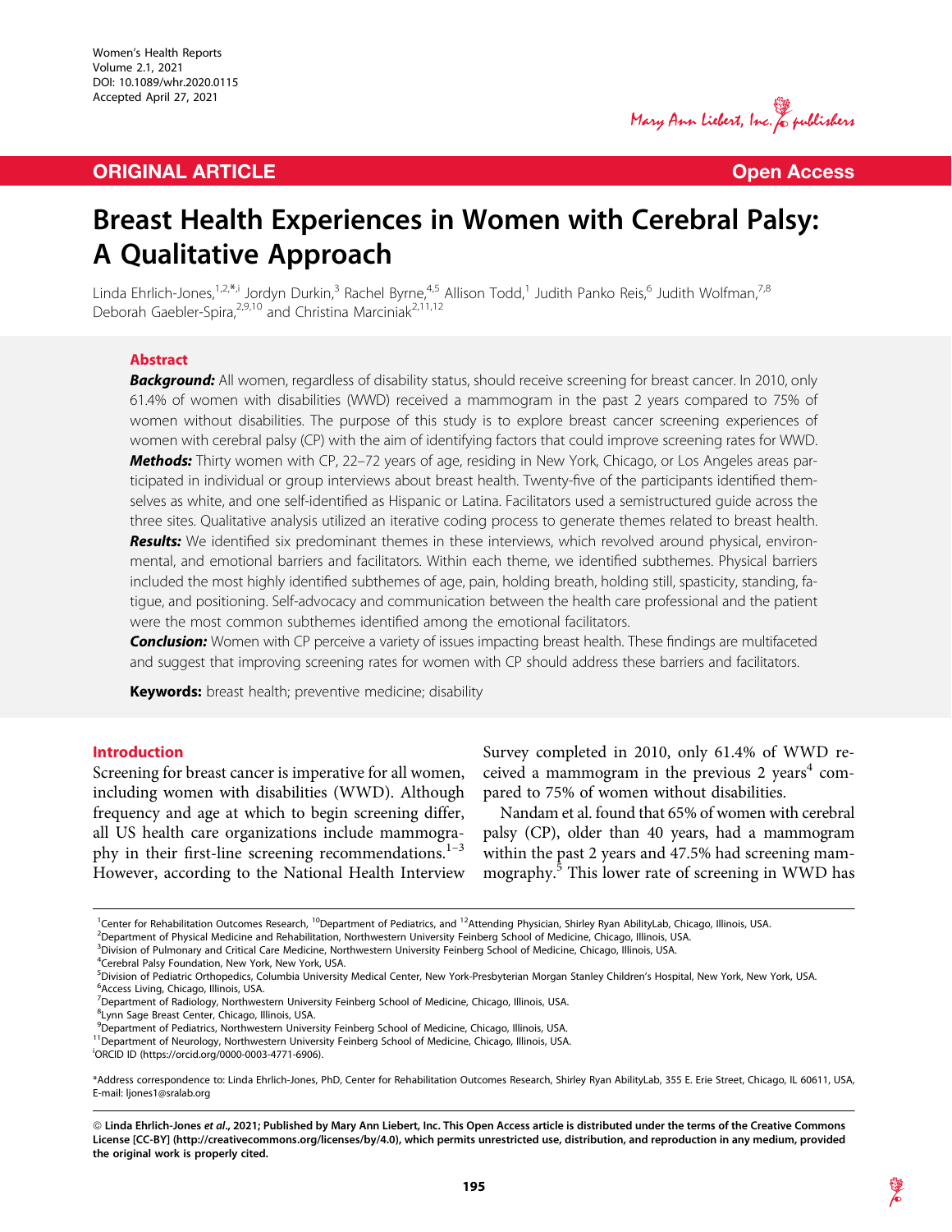ORIGINAL ARTICLE

Open Access

# Breast Health Experiences in Women with Cerebral Palsy: A Qualitative Approach

Linda Ehrlich-Jones,[1,2,*,i] Jordyn Durkin,[3] Rachel Byrne,[4,5] Allison Todd,[1] Judith Panko Reis,[6] Judith Wolfman,[7,8] Deborah Gaebler-Spira,[2,9,10] and Christina Marciniak[2,11,12]

## Abstract

***Background:*** All women, regardless of disability status, should receive screening for breast cancer. In 2010, only 61.4% of women with disabilities (WWD) received a mammogram in the past 2 years compared to 75% of women without disabilities. The purpose of this study is to explore breast cancer screening experiences of women with cerebral palsy (CP) with the aim of identifying factors that could improve screening rates for WWD.

***Methods:*** Thirty women with CP, 22–72 years of age, residing in New York, Chicago, or Los Angeles areas participated in individual or group interviews about breast health. Twenty-five of the participants identified themselves as white, and one self-identified as Hispanic or Latina. Facilitators used a semistructured guide across the three sites. Qualitative analysis utilized an iterative coding process to generate themes related to breast health.

***Results:*** We identified six predominant themes in these interviews, which revolved around physical, environmental, and emotional barriers and facilitators. Within each theme, we identified subthemes. Physical barriers included the most highly identified subthemes of age, pain, holding breath, holding still, spasticity, standing, fatigue, and positioning. Self-advocacy and communication between the health care professional and the patient were the most common subthemes identified among the emotional facilitators.

***Conclusion:*** Women with CP perceive a variety of issues impacting breast health. These findings are multifaceted and suggest that improving screening rates for women with CP should address these barriers and facilitators.

**Keywords:** breast health; preventive medicine; disability

## Introduction

Screening for breast cancer is imperative for all women, including women with disabilities (WWD). Although frequency and age at which to begin screening differ, all US health care organizations include mammography in their first-line screening recommendations.[1–3] However, according to the National Health Interview Survey completed in 2010, only 61.4% of WWD received a mammogram in the previous 2 years[4] compared to 75% of women without disabilities.

Nandam et al. found that 65% of women with cerebral palsy (CP), older than 40 years, had a mammogram within the past 2 years and 47.5% had screening mammography.[5] This lower rate of screening in WWD has

---

[1]Center for Rehabilitation Outcomes Research, [10]Department of Pediatrics, and [12]Attending Physician, Shirley Ryan AbilityLab, Chicago, Illinois, USA.
[2]Department of Physical Medicine and Rehabilitation, Northwestern University Feinberg School of Medicine, Chicago, Illinois, USA.
[3]Division of Pulmonary and Critical Care Medicine, Northwestern University Feinberg School of Medicine, Chicago, Illinois, USA.
[4]Cerebral Palsy Foundation, New York, New York, USA.
[5]Division of Pediatric Orthopedics, Columbia University Medical Center, New York-Presbyterian Morgan Stanley Children's Hospital, New York, New York, USA.
[6]Access Living, Chicago, Illinois, USA.
[7]Department of Radiology, Northwestern University Feinberg School of Medicine, Chicago, Illinois, USA.
[8]Lynn Sage Breast Center, Chicago, Illinois, USA.
[9]Department of Pediatrics, Northwestern University Feinberg School of Medicine, Chicago, Illinois, USA.
[11]Department of Neurology, Northwestern University Feinberg School of Medicine, Chicago, Illinois, USA.
[i]ORCID ID (https://orcid.org/0000-0003-4771-6906).

*Address correspondence to: Linda Ehrlich-Jones, PhD, Center for Rehabilitation Outcomes Research, Shirley Ryan AbilityLab, 355 E. Erie Street, Chicago, IL 60611, USA, E-mail: ljones1@sralab.org

© Linda Ehrlich-Jones *et al*., 2021; Published by Mary Ann Liebert, Inc. This Open Access article is distributed under the terms of the Creative Commons License [CC-BY] (http://creativecommons.org/licenses/by/4.0), which permits unrestricted use, distribution, and reproduction in any medium, provided the original work is properly cited.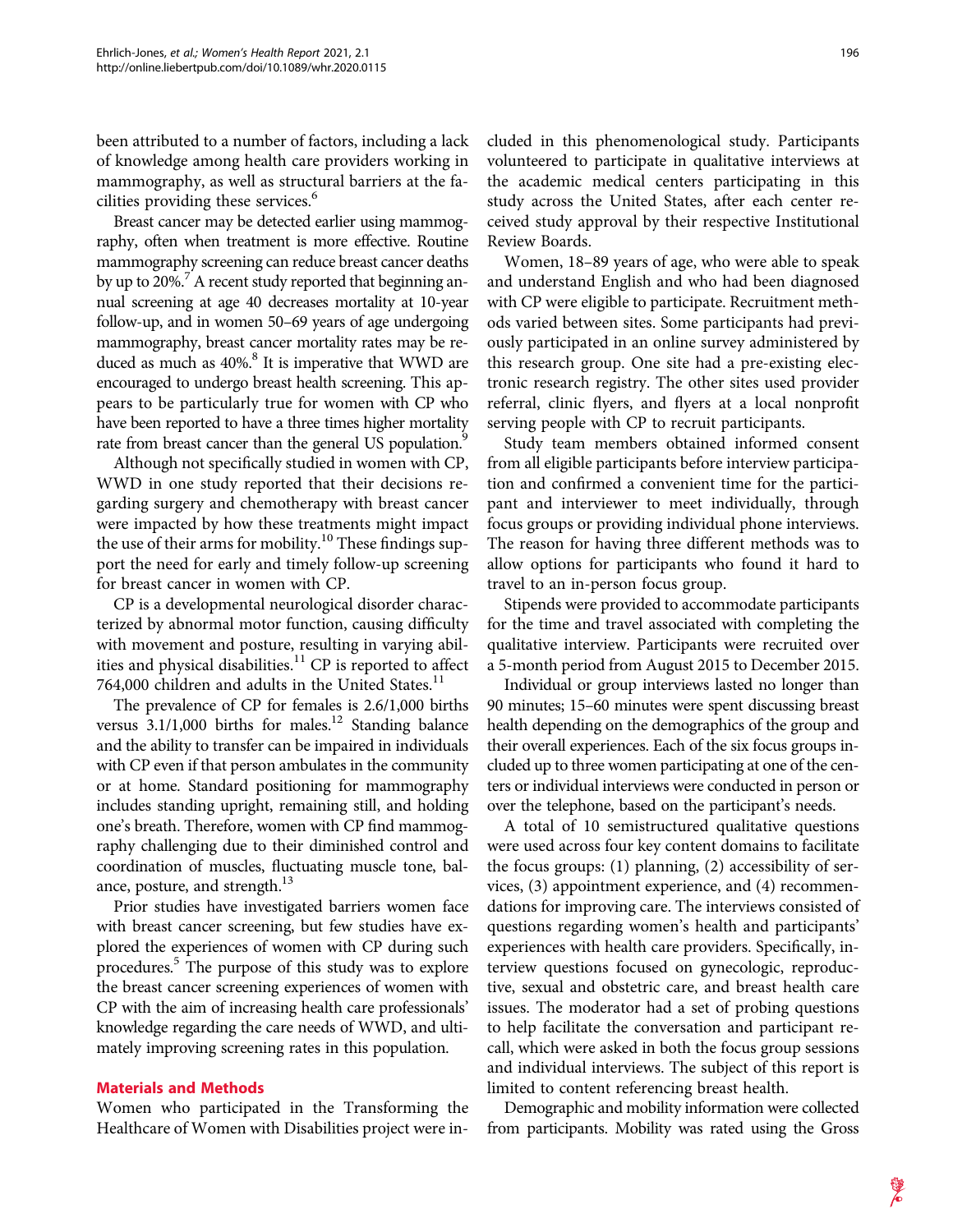been attributed to a number of factors, including a lack of knowledge among health care providers working in mammography, as well as structural barriers at the facilities providing these services.[6]

Breast cancer may be detected earlier using mammography, often when treatment is more effective. Routine mammography screening can reduce breast cancer deaths by up to 20%.[7] A recent study reported that beginning annual screening at age 40 decreases mortality at 10-year follow-up, and in women 50–69 years of age undergoing mammography, breast cancer mortality rates may be reduced as much as 40%.[8] It is imperative that WWD are encouraged to undergo breast health screening. This appears to be particularly true for women with CP who have been reported to have a three times higher mortality rate from breast cancer than the general US population.[9]

Although not specifically studied in women with CP, WWD in one study reported that their decisions regarding surgery and chemotherapy with breast cancer were impacted by how these treatments might impact the use of their arms for mobility.[10] These findings support the need for early and timely follow-up screening for breast cancer in women with CP.

CP is a developmental neurological disorder characterized by abnormal motor function, causing difficulty with movement and posture, resulting in varying abilities and physical disabilities.[11] CP is reported to affect 764,000 children and adults in the United States.[11]

The prevalence of CP for females is 2.6/1,000 births versus 3.1/1,000 births for males.[12] Standing balance and the ability to transfer can be impaired in individuals with CP even if that person ambulates in the community or at home. Standard positioning for mammography includes standing upright, remaining still, and holding one's breath. Therefore, women with CP find mammography challenging due to their diminished control and coordination of muscles, fluctuating muscle tone, balance, posture, and strength.[13]

Prior studies have investigated barriers women face with breast cancer screening, but few studies have explored the experiences of women with CP during such procedures.[5] The purpose of this study was to explore the breast cancer screening experiences of women with CP with the aim of increasing health care professionals' knowledge regarding the care needs of WWD, and ultimately improving screening rates in this population.

## Materials and Methods

Women who participated in the Transforming the Healthcare of Women with Disabilities project were included in this phenomenological study. Participants volunteered to participate in qualitative interviews at the academic medical centers participating in this study across the United States, after each center received study approval by their respective Institutional Review Boards.

Women, 18–89 years of age, who were able to speak and understand English and who had been diagnosed with CP were eligible to participate. Recruitment methods varied between sites. Some participants had previously participated in an online survey administered by this research group. One site had a pre-existing electronic research registry. The other sites used provider referral, clinic flyers, and flyers at a local nonprofit serving people with CP to recruit participants.

Study team members obtained informed consent from all eligible participants before interview participation and confirmed a convenient time for the participant and interviewer to meet individually, through focus groups or providing individual phone interviews. The reason for having three different methods was to allow options for participants who found it hard to travel to an in-person focus group.

Stipends were provided to accommodate participants for the time and travel associated with completing the qualitative interview. Participants were recruited over a 5-month period from August 2015 to December 2015.

Individual or group interviews lasted no longer than 90 minutes; 15–60 minutes were spent discussing breast health depending on the demographics of the group and their overall experiences. Each of the six focus groups included up to three women participating at one of the centers or individual interviews were conducted in person or over the telephone, based on the participant's needs.

A total of 10 semistructured qualitative questions were used across four key content domains to facilitate the focus groups: (1) planning, (2) accessibility of services, (3) appointment experience, and (4) recommendations for improving care. The interviews consisted of questions regarding women's health and participants' experiences with health care providers. Specifically, interview questions focused on gynecologic, reproductive, sexual and obstetric care, and breast health care issues. The moderator had a set of probing questions to help facilitate the conversation and participant recall, which were asked in both the focus group sessions and individual interviews. The subject of this report is limited to content referencing breast health.

Demographic and mobility information were collected from participants. Mobility was rated using the Gross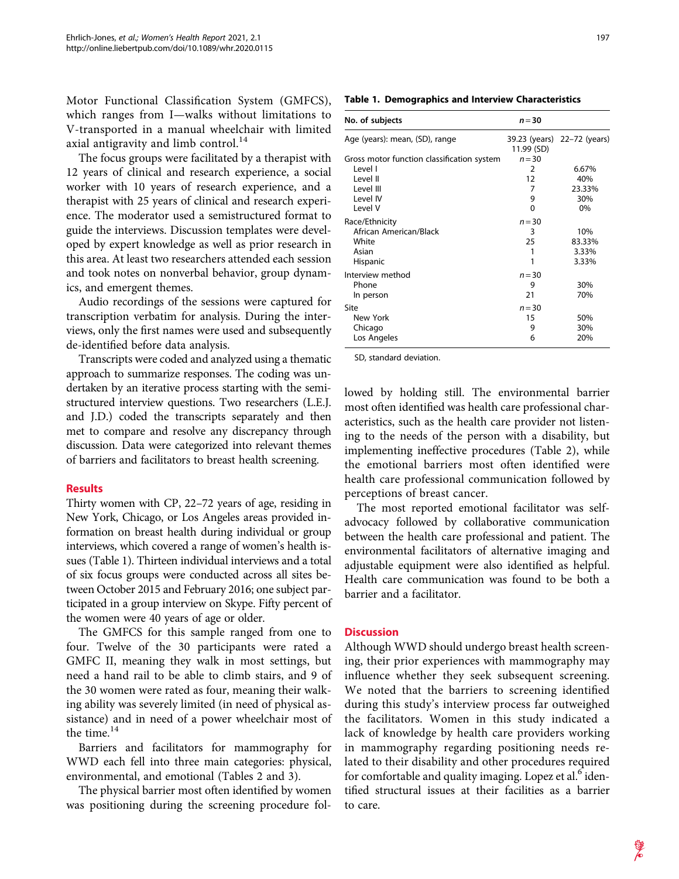Motor Functional Classification System (GMFCS), which ranges from I—walks without limitations to V-transported in a manual wheelchair with limited axial antigravity and limb control.[14]

The focus groups were facilitated by a therapist with 12 years of clinical and research experience, a social worker with 10 years of research experience, and a therapist with 25 years of clinical and research experience. The moderator used a semistructured format to guide the interviews. Discussion templates were developed by expert knowledge as well as prior research in this area. At least two researchers attended each session and took notes on nonverbal behavior, group dynamics, and emergent themes.

Audio recordings of the sessions were captured for transcription verbatim for analysis. During the interviews, only the first names were used and subsequently de-identified before data analysis.

Transcripts were coded and analyzed using a thematic approach to summarize responses. The coding was undertaken by an iterative process starting with the semistructured interview questions. Two researchers (L.E.J. and J.D.) coded the transcripts separately and then met to compare and resolve any discrepancy through discussion. Data were categorized into relevant themes of barriers and facilitators to breast health screening.

## Results

Thirty women with CP, 22–72 years of age, residing in New York, Chicago, or Los Angeles areas provided information on breast health during individual or group interviews, which covered a range of women's health issues (Table 1). Thirteen individual interviews and a total of six focus groups were conducted across all sites between October 2015 and February 2016; one subject participated in a group interview on Skype. Fifty percent of the women were 40 years of age or older.

The GMFCS for this sample ranged from one to four. Twelve of the 30 participants were rated a GMFC II, meaning they walk in most settings, but need a hand rail to be able to climb stairs, and 9 of the 30 women were rated as four, meaning their walking ability was severely limited (in need of physical assistance) and in need of a power wheelchair most of the time.[14]

Barriers and facilitators for mammography for WWD each fell into three main categories: physical, environmental, and emotional (Tables 2 and 3).

The physical barrier most often identified by women was positioning during the screening procedure followed by holding still. The environmental barrier most often identified was health care professional characteristics, such as the health care provider not listening to the needs of the person with a disability, but implementing ineffective procedures (Table 2), while the emotional barriers most often identified were health care professional communication followed by perceptions of breast cancer.

The most reported emotional facilitator was self-advocacy followed by collaborative communication between the health care professional and patient. The environmental facilitators of alternative imaging and adjustable equipment were also identified as helpful. Health care communication was found to be both a barrier and a facilitator.

**Table 1. Demographics and Interview Characteristics**

| No. of subjects | $n=30$ | |
|---|---|---|
| Age (years): mean, (SD), range | 39.23 (years) 11.99 (SD) | 22–72 (years) |
| Gross motor function classification system | $n=30$ | |
| Level I | 2 | 6.67% |
| Level II | 12 | 40% |
| Level III | 7 | 23.33% |
| Level IV | 9 | 30% |
| Level V | 0 | 0% |
| Race/Ethnicity | $n=30$ | |
| African American/Black | 3 | 10% |
| White | 25 | 83.33% |
| Asian | 1 | 3.33% |
| Hispanic | 1 | 3.33% |
| Interview method | $n=30$ | |
| Phone | 9 | 30% |
| In person | 21 | 70% |
| Site | $n=30$ | |
| New York | 15 | 50% |
| Chicago | 9 | 30% |
| Los Angeles | 6 | 20% |

SD, standard deviation.

## Discussion

Although WWD should undergo breast health screening, their prior experiences with mammography may influence whether they seek subsequent screening. We noted that the barriers to screening identified during this study's interview process far outweighed the facilitators. Women in this study indicated a lack of knowledge by health care providers working in mammography regarding positioning needs related to their disability and other procedures required for comfortable and quality imaging. Lopez et al.[6] identified structural issues at their facilities as a barrier to care.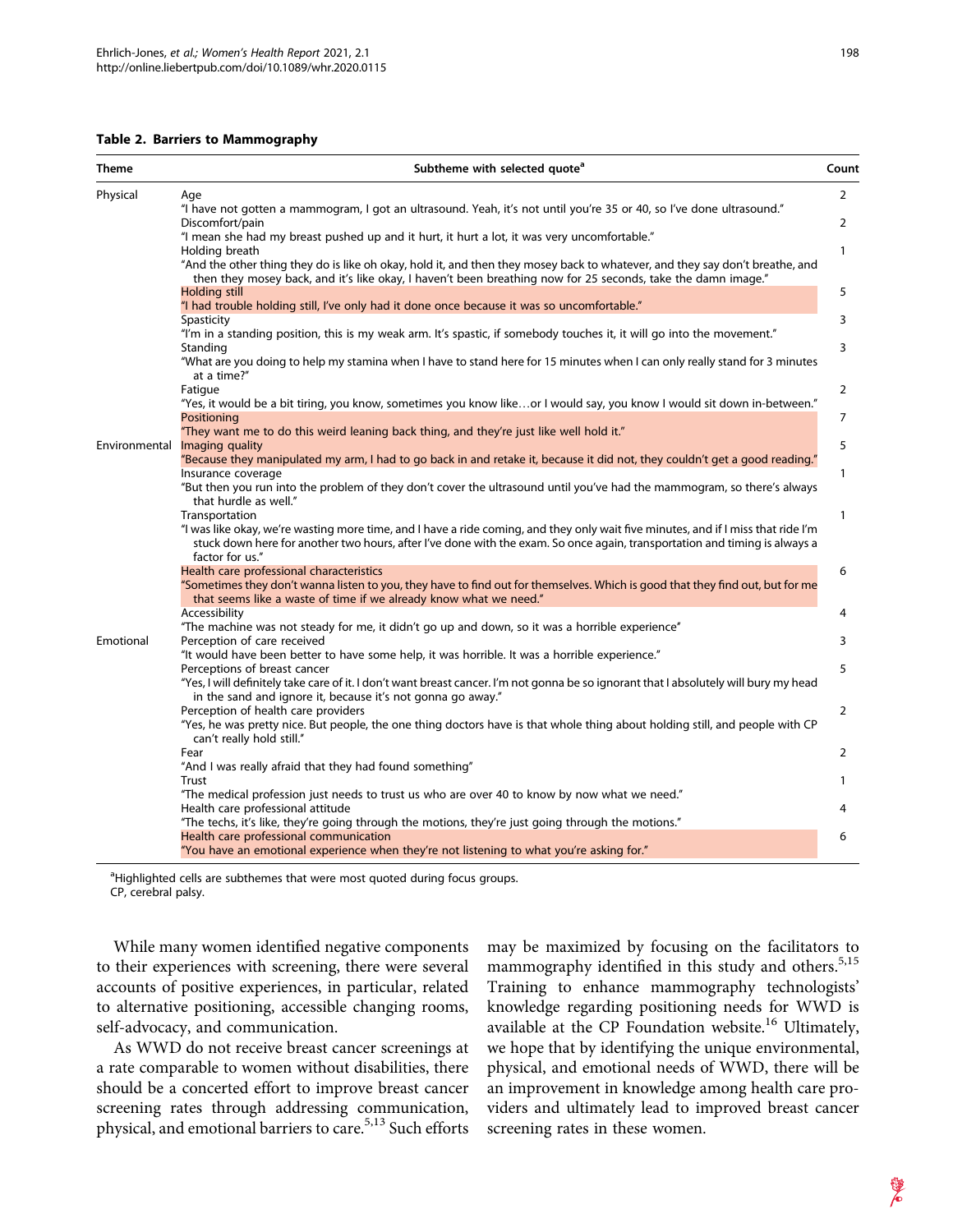**Table 2. Barriers to Mammography**

| Theme | Subtheme with selected quote[a] | Count |
|---|---|---|
| Physical | Age<br>"I have not gotten a mammogram, I got an ultrasound. Yeah, it's not until you're 35 or 40, so I've done ultrasound." | 2 |
| | Discomfort/pain<br>"I mean she had my breast pushed up and it hurt, it hurt a lot, it was very uncomfortable." | 2 |
| | Holding breath<br>"And the other thing they do is like oh okay, hold it, and then they mosey back to whatever, and they say don't breathe, and then they mosey back, and it's like okay, I haven't been breathing now for 25 seconds, take the damn image." | 1 |
| | Holding still<br>"I had trouble holding still, I've only had it done once because it was so uncomfortable." | 5 |
| | Spasticity<br>"I'm in a standing position, this is my weak arm. It's spastic, if somebody touches it, it will go into the movement." | 3 |
| | Standing<br>"What are you doing to help my stamina when I have to stand here for 15 minutes when I can only really stand for 3 minutes at a time?" | 3 |
| | Fatigue<br>"Yes, it would be a bit tiring, you know, sometimes you know like…or I would say, you know I would sit down in-between." | 2 |
| | Positioning<br>"They want me to do this weird leaning back thing, and they're just like well hold it." | 7 |
| Environmental | Imaging quality<br>"Because they manipulated my arm, I had to go back in and retake it, because it did not, they couldn't get a good reading." | 5 |
| | Insurance coverage<br>"But then you run into the problem of they don't cover the ultrasound until you've had the mammogram, so there's always that hurdle as well." | 1 |
| | Transportation<br>"I was like okay, we're wasting more time, and I have a ride coming, and they only wait five minutes, and if I miss that ride I'm stuck down here for another two hours, after I've done with the exam. So once again, transportation and timing is always a factor for us." | 1 |
| | Health care professional characteristics<br>"Sometimes they don't wanna listen to you, they have to find out for themselves. Which is good that they find out, but for me that seems like a waste of time if we already know what we need." | 6 |
| | Accessibility<br>"The machine was not steady for me, it didn't go up and down, so it was a horrible experience" | 4 |
| Emotional | Perception of care received<br>"It would have been better to have some help, it was horrible. It was a horrible experience." | 3 |
| | Perceptions of breast cancer<br>"Yes, I will definitely take care of it. I don't want breast cancer. I'm not gonna be so ignorant that I absolutely will bury my head in the sand and ignore it, because it's not gonna go away." | 5 |
| | Perception of health care providers<br>"Yes, he was pretty nice. But people, the one thing doctors have is that whole thing about holding still, and people with CP can't really hold still." | 2 |
| | Fear<br>"And I was really afraid that they had found something" | 2 |
| | Trust<br>"The medical profession just needs to trust us who are over 40 to know by now what we need." | 1 |
| | Health care professional attitude<br>"The techs, it's like, they're going through the motions, they're just going through the motions." | 4 |
| | Health care professional communication<br>"You have an emotional experience when they're not listening to what you're asking for." | 6 |

[a]Highlighted cells are subthemes that were most quoted during focus groups.
CP, cerebral palsy.

While many women identified negative components to their experiences with screening, there were several accounts of positive experiences, in particular, related to alternative positioning, accessible changing rooms, self-advocacy, and communication.

As WWD do not receive breast cancer screenings at a rate comparable to women without disabilities, there should be a concerted effort to improve breast cancer screening rates through addressing communication, physical, and emotional barriers to care.[5,13] Such efforts may be maximized by focusing on the facilitators to mammography identified in this study and others.[5,15] Training to enhance mammography technologists' knowledge regarding positioning needs for WWD is available at the CP Foundation website.[16] Ultimately, we hope that by identifying the unique environmental, physical, and emotional needs of WWD, there will be an improvement in knowledge among health care providers and ultimately lead to improved breast cancer screening rates in these women.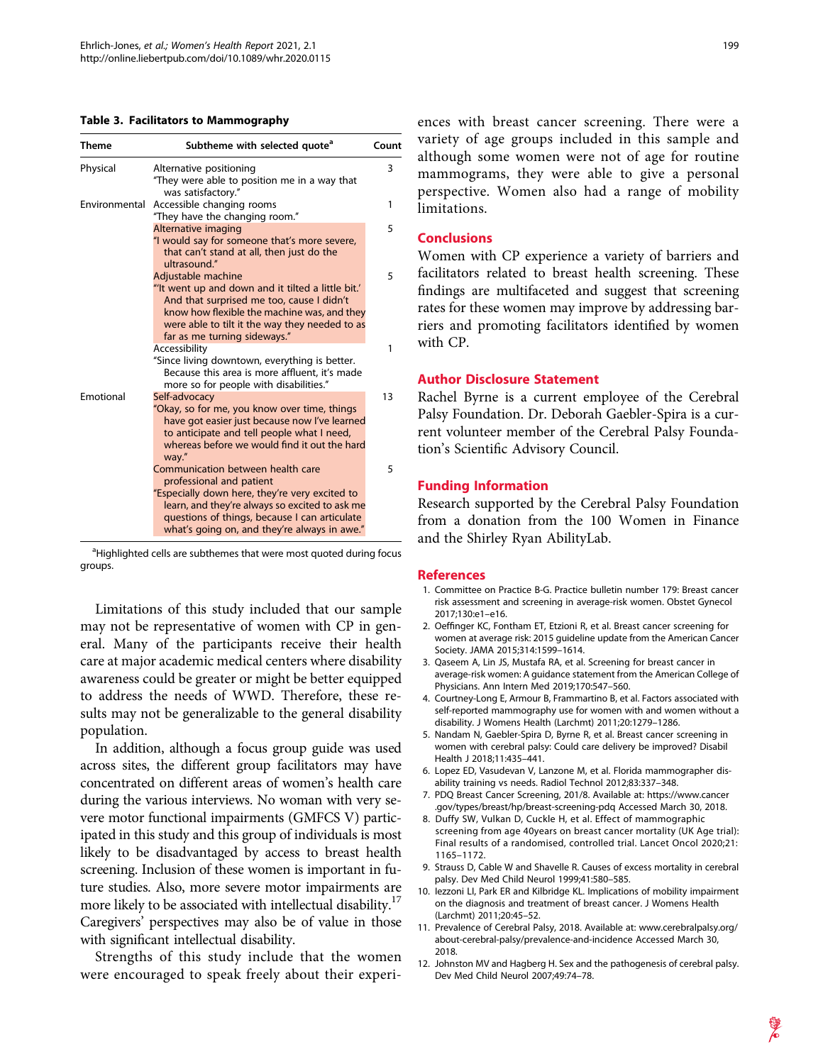**Table 3. Facilitators to Mammography**

| Theme | Subtheme with selected quote[a] | Count |
|---|---|---|
| Physical | Alternative positioning "They were able to position me in a way that was satisfactory." | 3 |
| Environmental | Accessible changing rooms "They have the changing room." | 1 |
| | Alternative imaging "I would say for someone that's more severe, that can't stand at all, then just do the ultrasound." | 5 |
| | Adjustable machine "'It went up and down and it tilted a little bit.' And that surprised me too, cause I didn't know how flexible the machine was, and they were able to tilt it the way they needed to as far as me turning sideways." | 5 |
| | Accessibility "Since living downtown, everything is better. Because this area is more affluent, it's made more so for people with disabilities." | 1 |
| Emotional | Self-advocacy "Okay, so for me, you know over time, things have got easier just because now I've learned to anticipate and tell people what I need, whereas before we would find it out the hard way." | 13 |
| | Communication between health care professional and patient "Especially down here, they're very excited to learn, and they're always so excited to ask me questions of things, because I can articulate what's going on, and they're always in awe." | 5 |

[a]Highlighted cells are subthemes that were most quoted during focus groups.

Limitations of this study included that our sample may not be representative of women with CP in general. Many of the participants receive their health care at major academic medical centers where disability awareness could be greater or might be better equipped to address the needs of WWD. Therefore, these results may not be generalizable to the general disability population.

In addition, although a focus group guide was used across sites, the different group facilitators may have concentrated on different areas of women's health care during the various interviews. No woman with very severe motor functional impairments (GMFCS V) participated in this study and this group of individuals is most likely to be disadvantaged by access to breast health screening. Inclusion of these women is important in future studies. Also, more severe motor impairments are more likely to be associated with intellectual disability.[17] Caregivers' perspectives may also be of value in those with significant intellectual disability.

Strengths of this study include that the women were encouraged to speak freely about their experiences with breast cancer screening. There were a variety of age groups included in this sample and although some women were not of age for routine mammograms, they were able to give a personal perspective. Women also had a range of mobility limitations.

## Conclusions

Women with CP experience a variety of barriers and facilitators related to breast health screening. These findings are multifaceted and suggest that screening rates for these women may improve by addressing barriers and promoting facilitators identified by women with CP.

## Author Disclosure Statement

Rachel Byrne is a current employee of the Cerebral Palsy Foundation. Dr. Deborah Gaebler-Spira is a current volunteer member of the Cerebral Palsy Foundation's Scientific Advisory Council.

## Funding Information

Research supported by the Cerebral Palsy Foundation from a donation from the 100 Women in Finance and the Shirley Ryan AbilityLab.

## References

1. Committee on Practice B-G. Practice bulletin number 179: Breast cancer risk assessment and screening in average-risk women. Obstet Gynecol 2017;130:e1–e16.
2. Oeffinger KC, Fontham ET, Etzioni R, et al. Breast cancer screening for women at average risk: 2015 guideline update from the American Cancer Society. JAMA 2015;314:1599–1614.
3. Qaseem A, Lin JS, Mustafa RA, et al. Screening for breast cancer in average-risk women: A guidance statement from the American College of Physicians. Ann Intern Med 2019;170:547–560.
4. Courtney-Long E, Armour B, Frammartino B, et al. Factors associated with self-reported mammography use for women with and women without a disability. J Womens Health (Larchmt) 2011;20:1279–1286.
5. Nandam N, Gaebler-Spira D, Byrne R, et al. Breast cancer screening in women with cerebral palsy: Could care delivery be improved? Disabil Health J 2018;11:435–441.
6. Lopez ED, Vasudevan V, Lanzone M, et al. Florida mammographer disability training vs needs. Radiol Technol 2012;83:337–348.
7. PDQ Breast Cancer Screening, 201/8. Available at: https://www.cancer.gov/types/breast/hp/breast-screening-pdq Accessed March 30, 2018.
8. Duffy SW, Vulkan D, Cuckle H, et al. Effect of mammographic screening from age 40years on breast cancer mortality (UK Age trial): Final results of a randomised, controlled trial. Lancet Oncol 2020;21:1165–1172.
9. Strauss D, Cable W and Shavelle R. Causes of excess mortality in cerebral palsy. Dev Med Child Neurol 1999;41:580–585.
10. Iezzoni LI, Park ER and Kilbridge KL. Implications of mobility impairment on the diagnosis and treatment of breast cancer. J Womens Health (Larchmt) 2011;20:45–52.
11. Prevalence of Cerebral Palsy, 2018. Available at: www.cerebralpalsy.org/about-cerebral-palsy/prevalence-and-incidence Accessed March 30, 2018.
12. Johnston MV and Hagberg H. Sex and the pathogenesis of cerebral palsy. Dev Med Child Neurol 2007;49:74–78.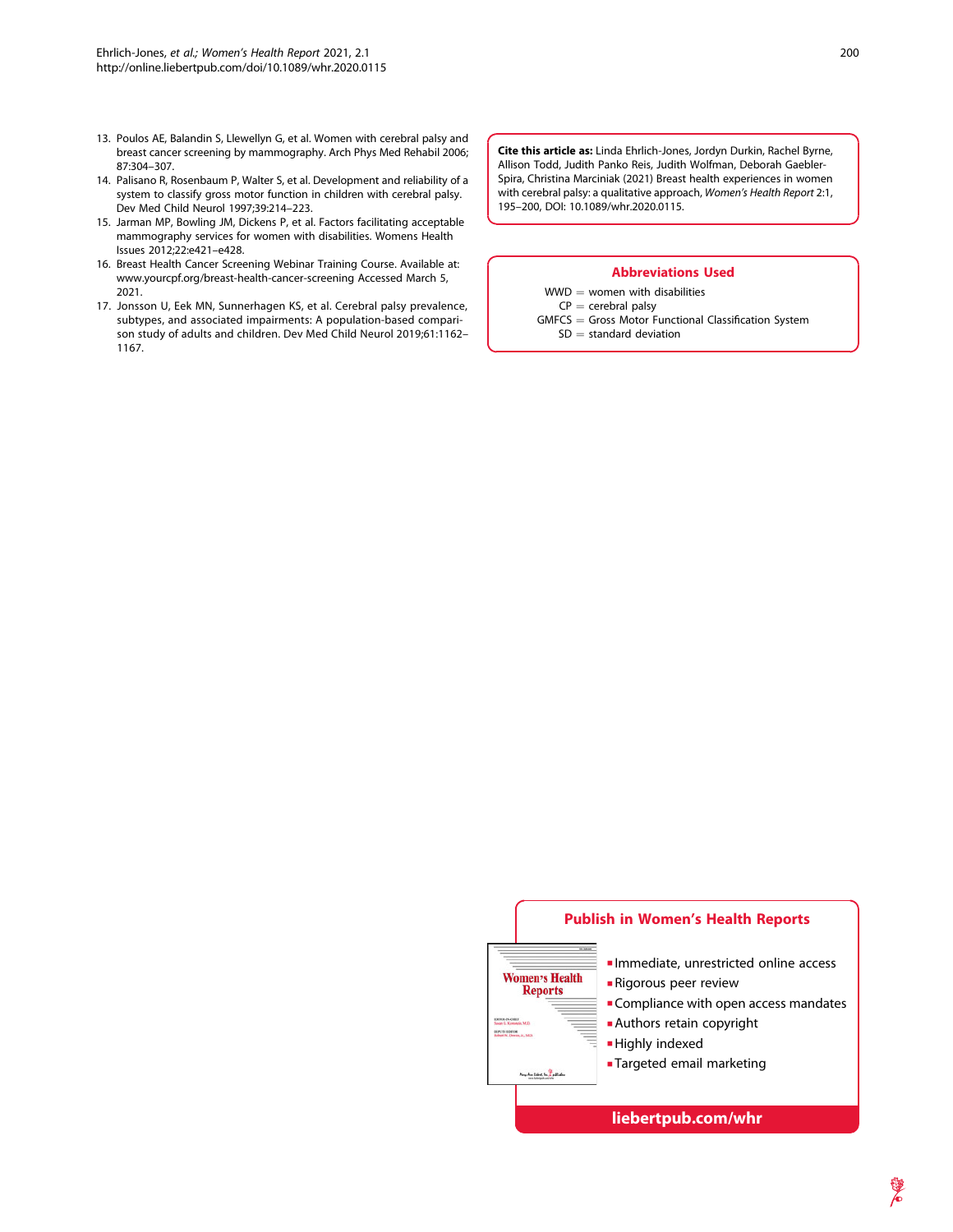13. Poulos AE, Balandin S, Llewellyn G, et al. Women with cerebral palsy and breast cancer screening by mammography. Arch Phys Med Rehabil 2006; 87:304–307.
14. Palisano R, Rosenbaum P, Walter S, et al. Development and reliability of a system to classify gross motor function in children with cerebral palsy. Dev Med Child Neurol 1997;39:214–223.
15. Jarman MP, Bowling JM, Dickens P, et al. Factors facilitating acceptable mammography services for women with disabilities. Womens Health Issues 2012;22:e421–e428.
16. Breast Health Cancer Screening Webinar Training Course. Available at: www.yourcpf.org/breast-health-cancer-screening Accessed March 5, 2021.
17. Jonsson U, Eek MN, Sunnerhagen KS, et al. Cerebral palsy prevalence, subtypes, and associated impairments: A population-based comparison study of adults and children. Dev Med Child Neurol 2019;61:1162–1167.

**Cite this article as:** Linda Ehrlich-Jones, Jordyn Durkin, Rachel Byrne, Allison Todd, Judith Panko Reis, Judith Wolfman, Deborah Gaebler-Spira, Christina Marciniak (2021) Breast health experiences in women with cerebral palsy: a qualitative approach, *Women's Health Report* 2:1, 195–200, DOI: 10.1089/whr.2020.0115.

## Abbreviations Used

WWD = women with disabilities
CP = cerebral palsy
GMFCS = Gross Motor Functional Classification System
SD = standard deviation

## Publish in Women's Health Reports

- Immediate, unrestricted online access
- Rigorous peer review
- Compliance with open access mandates
- Authors retain copyright
- Highly indexed
- Targeted email marketing

liebertpub.com/whr